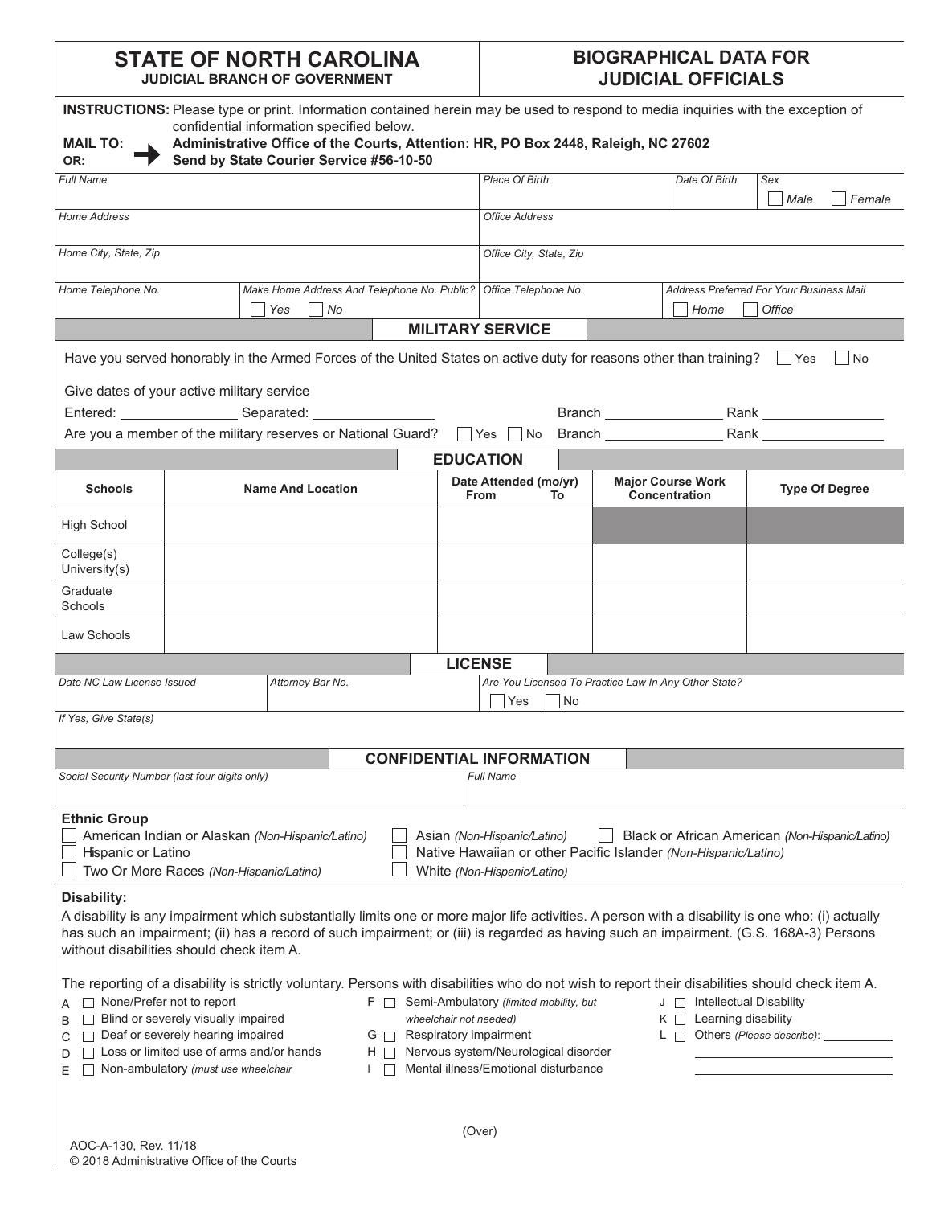# STATE OF NORTH CAROLINA
**JUDICIAL BRANCH OF GOVERNMENT**

# BIOGRAPHICAL DATA FOR JUDICIAL OFFICIALS

**INSTRUCTIONS:** Please type or print. Information contained herein may be used to respond to media inquiries with the exception of confidential information specified below.

**MAIL TO:** **Administrative Office of the Courts, Attention: HR, PO Box 2448, Raleigh, NC 27602**
**OR:** **Send by State Courier Service #56-10-50**

| *Full Name* | *Place Of Birth* | *Date Of Birth* | *Sex* ☐ *Male* ☐ *Female* |
|---|---|---|---|
| *Home Address* | *Office Address* | | |
| *Home City, State, Zip* | *Office City, State, Zip* | | |
| *Home Telephone No.* / *Make Home Address And Telephone No. Public?* ☐ *Yes* ☐ *No* | *Office Telephone No.* | *Address Preferred For Your Business Mail* ☐ *Home* ☐ *Office* | |

## MILITARY SERVICE

Have you served honorably in the Armed Forces of the United States on active duty for reasons other than training? ☐ Yes ☐ No

Give dates of your active military service

Entered: ______________ Separated: ______________ Branch ______________ Rank ______________

Are you a member of the military reserves or National Guard? ☐ Yes ☐ No Branch ______________ Rank ______________

## EDUCATION

| Schools | Name And Location | Date Attended (mo/yr) From To | Major Course Work Concentration | Type Of Degree |
|---|---|---|---|---|
| High School | | | | |
| College(s) University(s) | | | | |
| Graduate Schools | | | | |
| Law Schools | | | | |

## LICENSE

| *Date NC Law License Issued* | *Attorney Bar No.* | *Are You Licensed To Practice Law In Any Other State?* ☐ Yes ☐ No |
|---|---|---|
| *If Yes, Give State(s)* | | |

## CONFIDENTIAL INFORMATION

| *Social Security Number (last four digits only)* | *Full Name* |
|---|---|
| | |

**Ethnic Group**

☐ American Indian or Alaskan *(Non-Hispanic/Latino)*
☐ Asian *(Non-Hispanic/Latino)*
☐ Black or African American *(Non-Hispanic/Latino)*
☐ Hispanic or Latino
☐ Native Hawaiian or other Pacific Islander *(Non-Hispanic/Latino)*
☐ Two Or More Races *(Non-Hispanic/Latino)*
☐ White *(Non-Hispanic/Latino)*

**Disability:**

A disability is any impairment which substantially limits one or more major life activities. A person with a disability is one who: (i) actually has such an impairment; (ii) has a record of such impairment; or (iii) is regarded as having such an impairment. (G.S. 168A-3) Persons without disabilities should check item A.

The reporting of a disability is strictly voluntary. Persons with disabilities who do not wish to report their disabilities should check item A.

A ☐ None/Prefer not to report
B ☐ Blind or severely visually impaired
C ☐ Deaf or severely hearing impaired
D ☐ Loss or limited use of arms and/or hands
E ☐ Non-ambulatory *(must use wheelchair*
F ☐ Semi-Ambulatory *(limited mobility, but wheelchair not needed)*
G ☐ Respiratory impairment
H ☐ Nervous system/Neurological disorder
I ☐ Mental illness/Emotional disturbance
J ☐ Intellectual Disability
K ☐ Learning disability
L ☐ Others *(Please describe)*: ______________

(Over)

AOC-A-130, Rev. 11/18
© 2018 Administrative Office of the Courts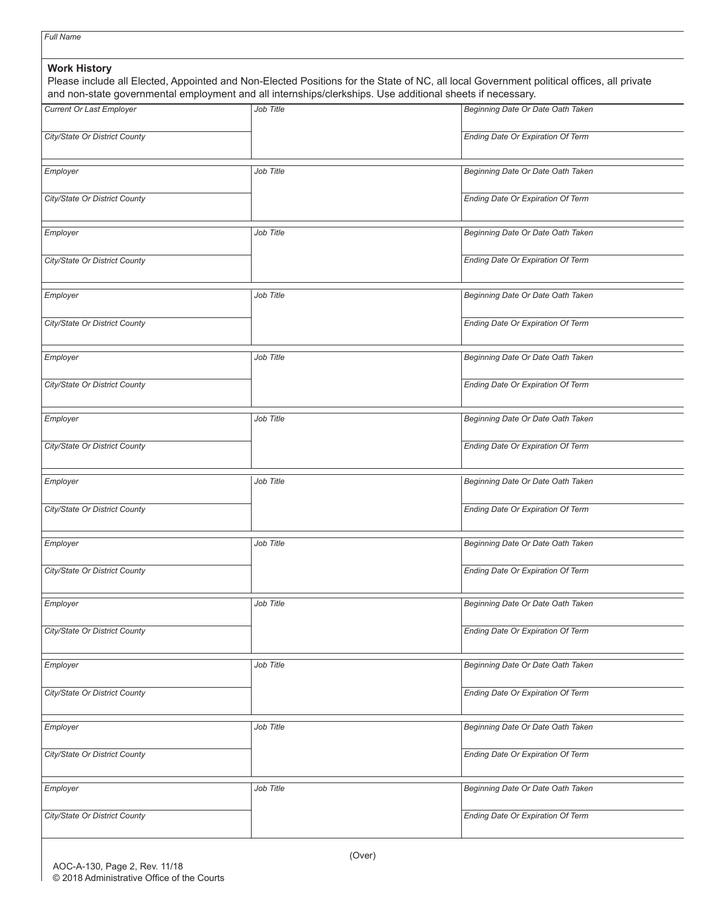Full Name

**Work History**

Please include all Elected, Appointed and Non-Elected Positions for the State of NC, all local Government political offices, all private and non-state governmental employment and all internships/clerkships. Use additional sheets if necessary.

| Current Or Last Employer | Job Title | Beginning Date Or Date Oath Taken |
| --- | --- | --- |
| City/State Or District County | | Ending Date Or Expiration Of Term |
| Employer | Job Title | Beginning Date Or Date Oath Taken |
| City/State Or District County | | Ending Date Or Expiration Of Term |
| Employer | Job Title | Beginning Date Or Date Oath Taken |
| City/State Or District County | | Ending Date Or Expiration Of Term |
| Employer | Job Title | Beginning Date Or Date Oath Taken |
| City/State Or District County | | Ending Date Or Expiration Of Term |
| Employer | Job Title | Beginning Date Or Date Oath Taken |
| City/State Or District County | | Ending Date Or Expiration Of Term |
| Employer | Job Title | Beginning Date Or Date Oath Taken |
| City/State Or District County | | Ending Date Or Expiration Of Term |
| Employer | Job Title | Beginning Date Or Date Oath Taken |
| City/State Or District County | | Ending Date Or Expiration Of Term |
| Employer | Job Title | Beginning Date Or Date Oath Taken |
| City/State Or District County | | Ending Date Or Expiration Of Term |
| Employer | Job Title | Beginning Date Or Date Oath Taken |
| City/State Or District County | | Ending Date Or Expiration Of Term |
| Employer | Job Title | Beginning Date Or Date Oath Taken |
| City/State Or District County | | Ending Date Or Expiration Of Term |
| Employer | Job Title | Beginning Date Or Date Oath Taken |
| City/State Or District County | | Ending Date Or Expiration Of Term |
| Employer | Job Title | Beginning Date Or Date Oath Taken |
| City/State Or District County | | Ending Date Or Expiration Of Term |

(Over)

AOC-A-130, Page 2, Rev. 11/18
© 2018 Administrative Office of the Courts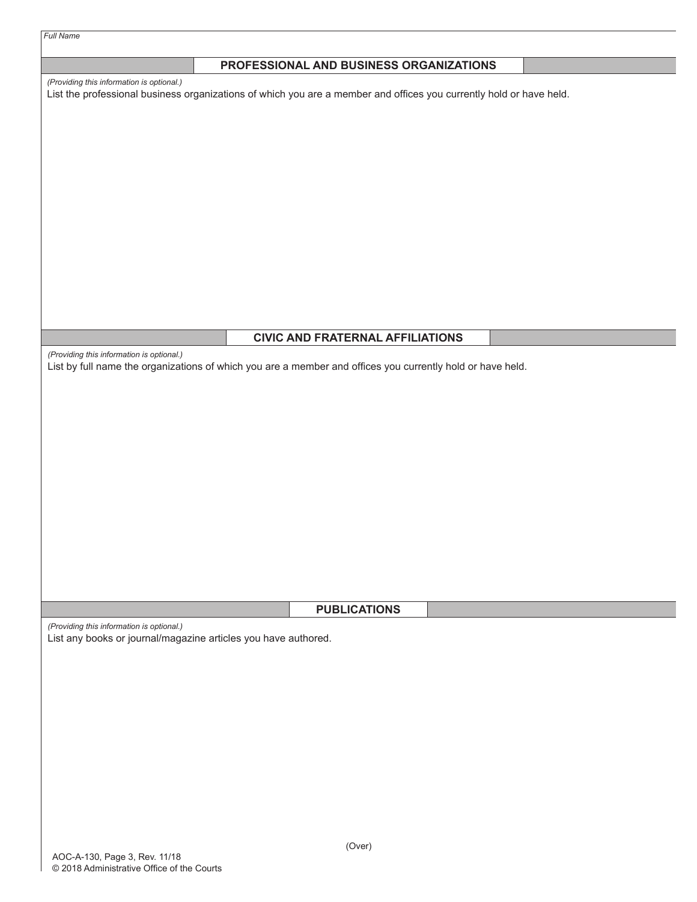*Full Name*

## PROFESSIONAL AND BUSINESS ORGANIZATIONS

*(Providing this information is optional.)*

List the professional business organizations of which you are a member and offices you currently hold or have held.

## CIVIC AND FRATERNAL AFFILIATIONS

*(Providing this information is optional.)*

List by full name the organizations of which you are a member and offices you currently hold or have held.

## PUBLICATIONS

*(Providing this information is optional.)*

List any books or journal/magazine articles you have authored.

(Over)

AOC-A-130, Page 3, Rev. 11/18
© 2018 Administrative Office of the Courts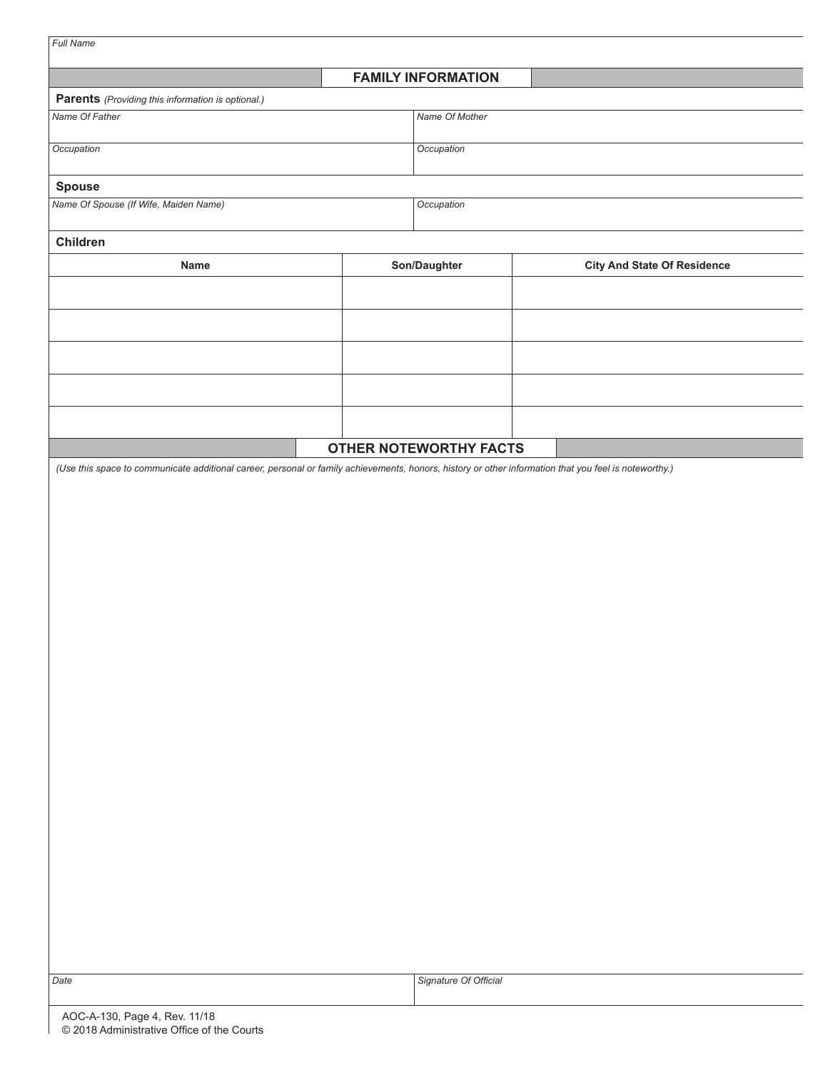*Full Name*

## FAMILY INFORMATION

**Parents** *(Providing this information is optional.)*

| *Name Of Father* | *Name Of Mother* |
|---|---|
| *Occupation* | *Occupation* |

**Spouse**

| *Name Of Spouse (If Wife, Maiden Name)* | *Occupation* |
|---|---|

**Children**

| Name | Son/Daughter | City And State Of Residence |
|---|---|---|
| | | |
| | | |
| | | |
| | | |
| | | |

## OTHER NOTEWORTHY FACTS

*(Use this space to communicate additional career, personal or family achievements, honors, history or other information that you feel is noteworthy.)*

| *Date* | *Signature Of Official* |
|---|---|

AOC-A-130, Page 4, Rev. 11/18
© 2018 Administrative Office of the Courts